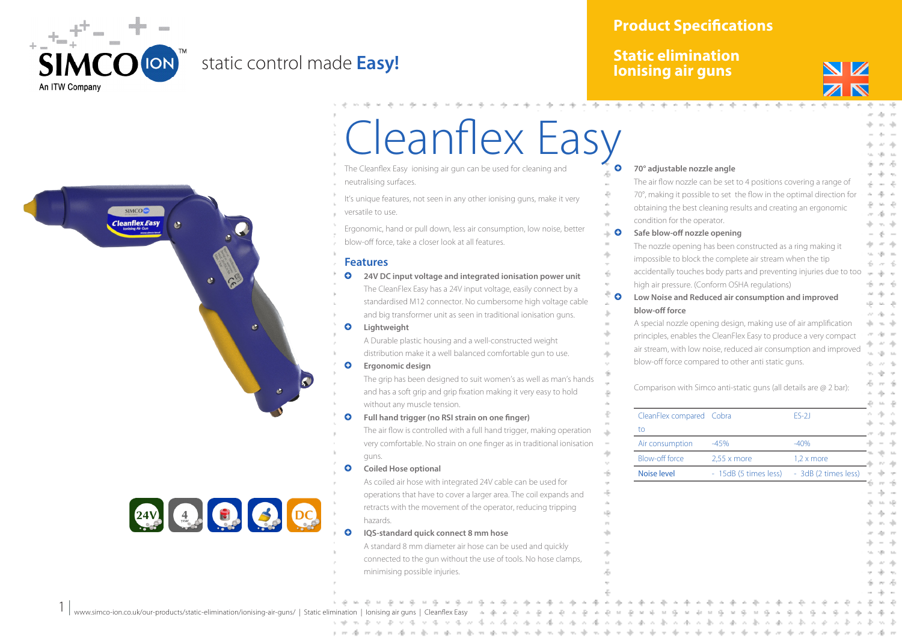# Product Specifications

## Static elimination
## Ionising air guns

static control made **Easy!**

# Cleanflex Easy

The Cleanflex Easy ionising air gun can be used for cleaning and neutralising surfaces.

It's unique features, not seen in any other ionising guns, make it very versatile to use.

Ergonomic, hand or pull down, less air consumption, low noise, better blow-off force, take a closer look at all features.

## Features

- **24V DC input voltage and integrated ionisation power unit**
  The CleanFlex Easy has a 24V input voltage, easily connect by a standardised M12 connector. No cumbersome high voltage cable and big transformer unit as seen in traditional ionisation guns.
- **Lightweight**
  A Durable plastic housing and a well-constructed weight distribution make it a well balanced comfortable gun to use.
- **Ergonomic design**
  The grip has been designed to suit women's as well as man's hands and has a soft grip and grip fixation making it very easy to hold without any muscle tension.
- **Full hand trigger (no RSI strain on one finger)**
  The air flow is controlled with a full hand trigger, making operation very comfortable. No strain on one finger as in traditional ionisation guns.
- **Coiled Hose optional**
  As coiled air hose with integrated 24V cable can be used for operations that have to cover a larger area. The coil expands and retracts with the movement of the operator, reducing tripping hazards.
- **IQS-standard quick connect 8 mm hose**
  A standard 8 mm diameter air hose can be used and quickly connected to the gun without the use of tools. No hose clamps, minimising possible injuries.
- **70° adjustable nozzle angle**
  The air flow nozzle can be set to 4 positions covering a range of 70°, making it possible to set the flow in the optimal direction for obtaining the best cleaning results and creating an ergonomic condition for the operator.
- **Safe blow-off nozzle opening**
  The nozzle opening has been constructed as a ring making it impossible to block the complete air stream when the tip accidentally touches body parts and preventing injuries due to too high air pressure. (Conform OSHA regulations)
- **Low Noise and Reduced air consumption and improved blow-off force**
  A special nozzle opening design, making use of air amplification principles, enables the CleanFlex Easy to produce a very compact air stream, with low noise, reduced air consumption and improved blow-off force compared to other anti static guns.

Comparison with Simco anti-static guns (all details are @ 2 bar):

| CleanFlex compared to | Cobra | ES-2J |
|---|---|---|
| Air consumption | -45% | -40% |
| Blow-off force | 2,55 x more | 1,2 x more |
| Noise level | - 15dB (5 times less) | - 3dB (2 times less) |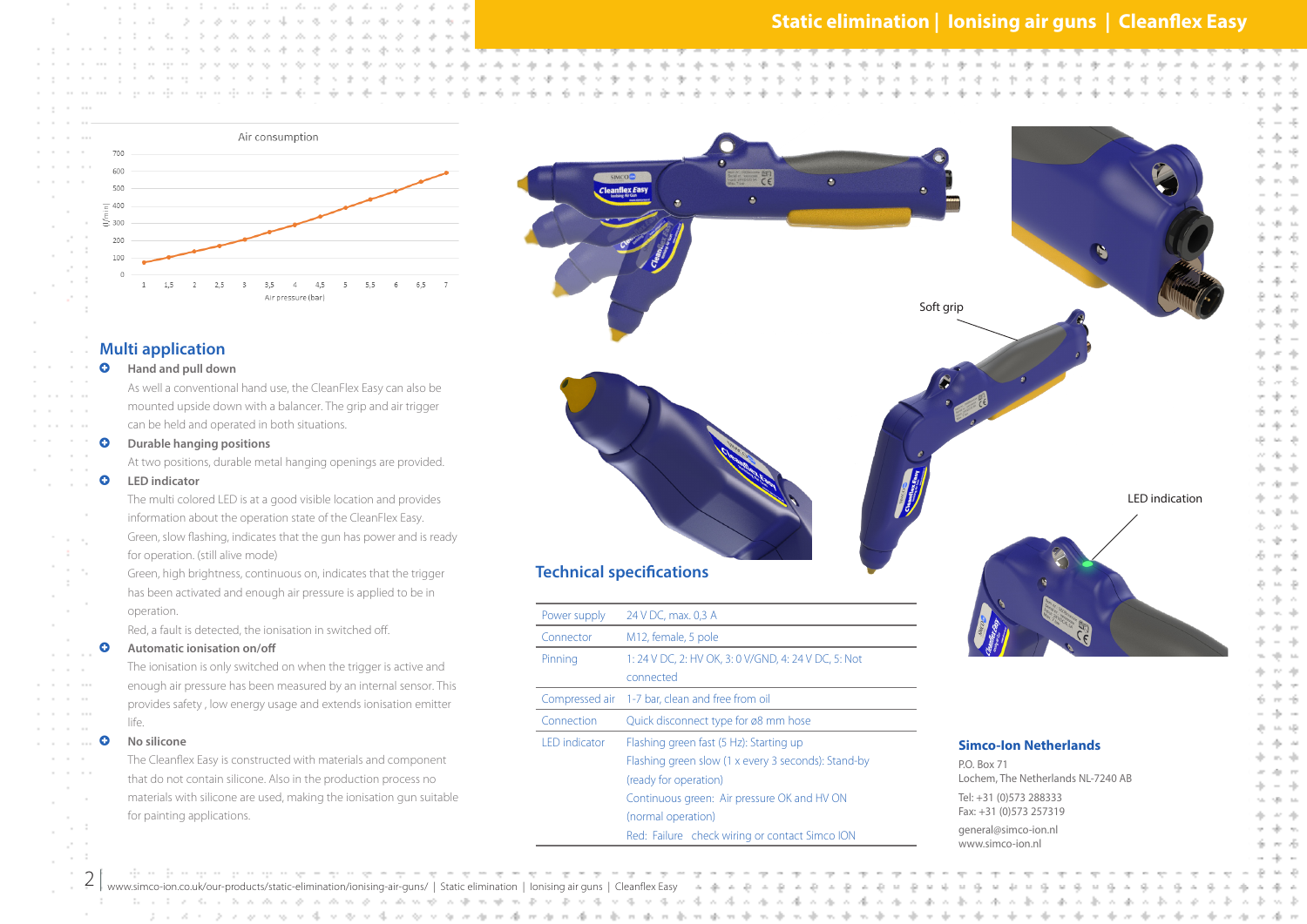Air consumption

700
600
500
400
300
200
100
0

(l/min)

1 1,5 2 2,5 3 3,5 4 4,5 5 5,5 6 6,5 7

Air pressure (bar)

## Multi application

- **Hand and pull down**

  As well a conventional hand use, the CleanFlex Easy can also be mounted upside down with a balancer. The grip and air trigger can be held and operated in both situations.

- **Durable hanging positions**

  At two positions, durable metal hanging openings are provided.

- **LED indicator**

  The multi colored LED is at a good visible location and provides information about the operation state of the CleanFlex Easy.

  Green, slow flashing, indicates that the gun has power and is ready for operation. (still alive mode)

  Green, high brightness, continuous on, indicates that the trigger has been activated and enough air pressure is applied to be in operation.

  Red, a fault is detected, the ionisation in switched off.

- **Automatic ionisation on/off**

  The ionisation is only switched on when the trigger is active and enough air pressure has been measured by an internal sensor. This provides safety , low energy usage and extends ionisation emitter life.

- **No silicone**

  The Cleanflex Easy is constructed with materials and component that do not contain silicone. Also in the production process no materials with silicone are used, making the ionisation gun suitable for painting applications.

Soft grip

LED indication

## Technical specifications

| | |
|---|---|
| Power supply | 24 V DC, max. 0,3 A |
| Connector | M12, female, 5 pole |
| Pinning | 1: 24 V DC, 2: HV OK, 3: 0 V/GND, 4: 24 V DC, 5: Not connected |
| Compressed air | 1-7 bar, clean and free from oil |
| Connection | Quick disconnect type for ø8 mm hose |
| LED indicator | Flashing green fast (5 Hz): Starting up<br>Flashing green slow (1 x every 3 seconds): Stand-by (ready for operation)<br>Continuous green: Air pressure OK and HV ON (normal operation)<br>Red: Failure check wiring or contact Simco ION |

### Simco-Ion Netherlands

P.O. Box 71
Lochem, The Netherlands NL-7240 AB

Tel: +31 (0)573 288333
Fax: +31 (0)573 257319

general@simco-ion.nl
www.simco-ion.nl